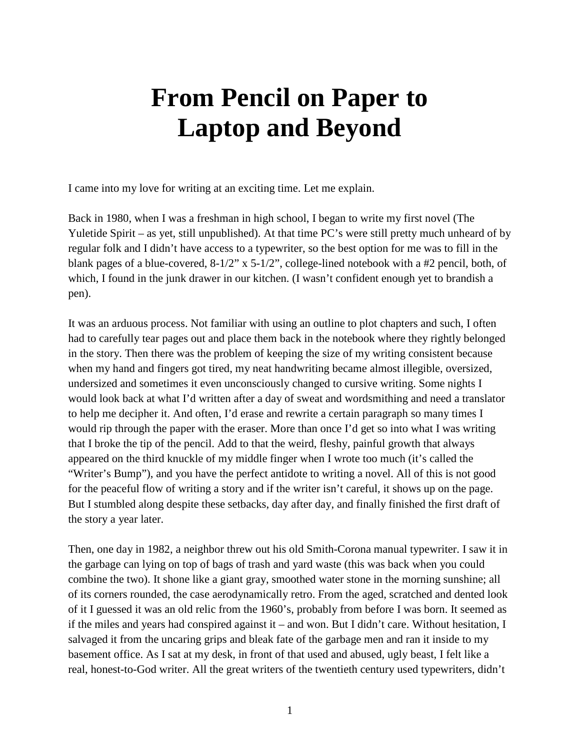# From Pencil on Paper to Laptop and Beyond

I came into my love for writing at an exciting time. Let me explain.

Back in 1980, when I was a freshman in high school, I began to write my first novel (The Yuletide Spirit – as yet, still unpublished). At that time PC's were still pretty much unheard of by regular folk and I didn't have access to a typewriter, so the best option for me was to fill in the blank pages of a blue-covered, 8-1/2" x 5-1/2", college-lined notebook with a #2 pencil, both, of which, I found in the junk drawer in our kitchen. (I wasn't confident enough yet to brandish a pen).

It was an arduous process. Not familiar with using an outline to plot chapters and such, I often had to carefully tear pages out and place them back in the notebook where they rightly belonged in the story. Then there was the problem of keeping the size of my writing consistent because when my hand and fingers got tired, my neat handwriting became almost illegible, oversized, undersized and sometimes it even unconsciously changed to cursive writing. Some nights I would look back at what I'd written after a day of sweat and wordsmithing and need a translator to help me decipher it. And often, I'd erase and rewrite a certain paragraph so many times I would rip through the paper with the eraser. More than once I'd get so into what I was writing that I broke the tip of the pencil. Add to that the weird, fleshy, painful growth that always appeared on the third knuckle of my middle finger when I wrote too much (it's called the "Writer's Bump"), and you have the perfect antidote to writing a novel. All of this is not good for the peaceful flow of writing a story and if the writer isn't careful, it shows up on the page. But I stumbled along despite these setbacks, day after day, and finally finished the first draft of the story a year later.

Then, one day in 1982, a neighbor threw out his old Smith-Corona manual typewriter. I saw it in the garbage can lying on top of bags of trash and yard waste (this was back when you could combine the two). It shone like a giant gray, smoothed water stone in the morning sunshine; all of its corners rounded, the case aerodynamically retro. From the aged, scratched and dented look of it I guessed it was an old relic from the 1960's, probably from before I was born. It seemed as if the miles and years had conspired against it – and won. But I didn't care. Without hesitation, I salvaged it from the uncaring grips and bleak fate of the garbage men and ran it inside to my basement office. As I sat at my desk, in front of that used and abused, ugly beast, I felt like a real, honest-to-God writer. All the great writers of the twentieth century used typewriters, didn't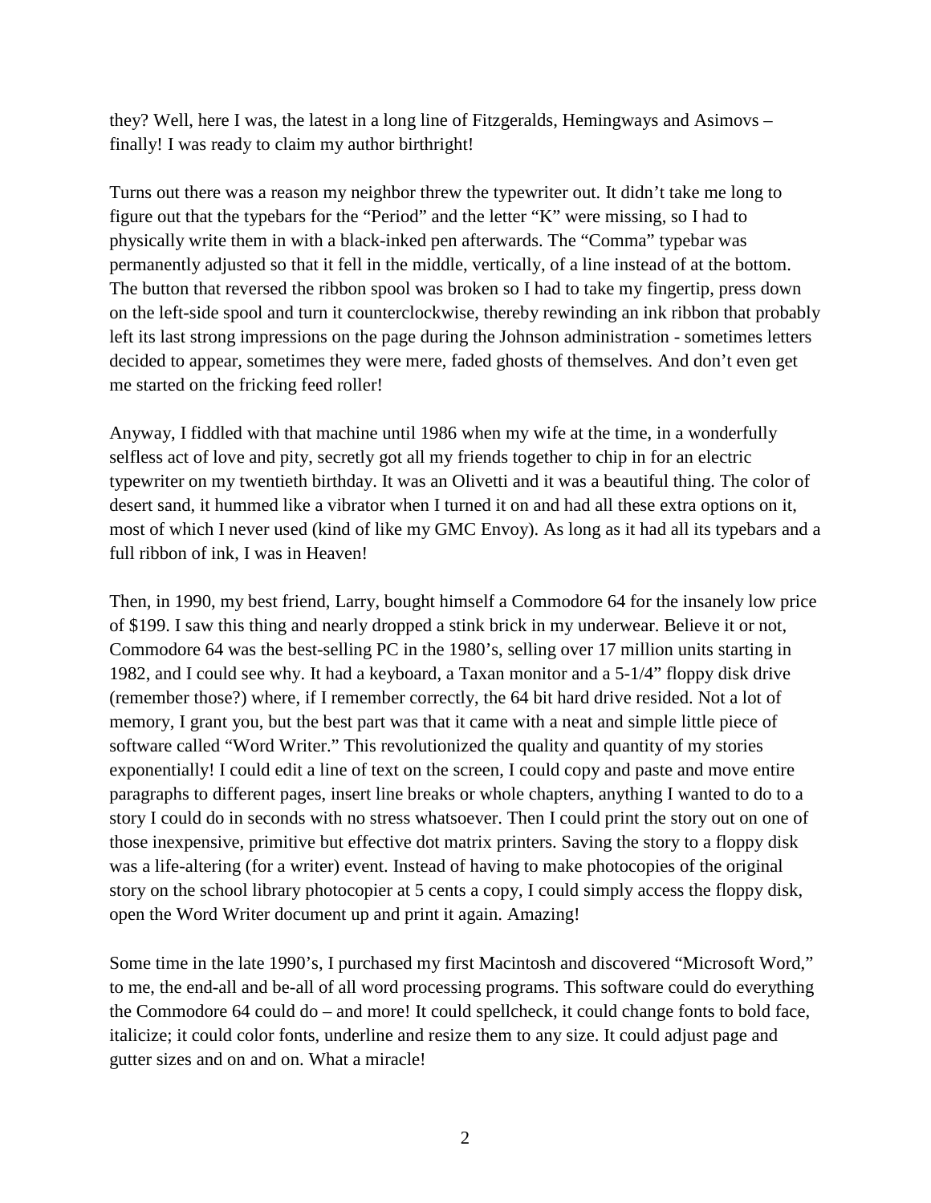they? Well, here I was, the latest in a long line of Fitzgeralds, Hemingways and Asimovs – finally! I was ready to claim my author birthright!

Turns out there was a reason my neighbor threw the typewriter out. It didn't take me long to figure out that the typebars for the "Period" and the letter "K" were missing, so I had to physically write them in with a black-inked pen afterwards. The "Comma" typebar was permanently adjusted so that it fell in the middle, vertically, of a line instead of at the bottom. The button that reversed the ribbon spool was broken so I had to take my fingertip, press down on the left-side spool and turn it counterclockwise, thereby rewinding an ink ribbon that probably left its last strong impressions on the page during the Johnson administration - sometimes letters decided to appear, sometimes they were mere, faded ghosts of themselves. And don't even get me started on the fricking feed roller!

Anyway, I fiddled with that machine until 1986 when my wife at the time, in a wonderfully selfless act of love and pity, secretly got all my friends together to chip in for an electric typewriter on my twentieth birthday. It was an Olivetti and it was a beautiful thing. The color of desert sand, it hummed like a vibrator when I turned it on and had all these extra options on it, most of which I never used (kind of like my GMC Envoy). As long as it had all its typebars and a full ribbon of ink, I was in Heaven!

Then, in 1990, my best friend, Larry, bought himself a Commodore 64 for the insanely low price of $199. I saw this thing and nearly dropped a stink brick in my underwear. Believe it or not, Commodore 64 was the best-selling PC in the 1980's, selling over 17 million units starting in 1982, and I could see why. It had a keyboard, a Taxan monitor and a 5-1/4" floppy disk drive (remember those?) where, if I remember correctly, the 64 bit hard drive resided. Not a lot of memory, I grant you, but the best part was that it came with a neat and simple little piece of software called "Word Writer." This revolutionized the quality and quantity of my stories exponentially! I could edit a line of text on the screen, I could copy and paste and move entire paragraphs to different pages, insert line breaks or whole chapters, anything I wanted to do to a story I could do in seconds with no stress whatsoever. Then I could print the story out on one of those inexpensive, primitive but effective dot matrix printers. Saving the story to a floppy disk was a life-altering (for a writer) event. Instead of having to make photocopies of the original story on the school library photocopier at 5 cents a copy, I could simply access the floppy disk, open the Word Writer document up and print it again. Amazing!

Some time in the late 1990's, I purchased my first Macintosh and discovered "Microsoft Word," to me, the end-all and be-all of all word processing programs. This software could do everything the Commodore 64 could do – and more! It could spellcheck, it could change fonts to bold face, italicize; it could color fonts, underline and resize them to any size. It could adjust page and gutter sizes and on and on. What a miracle!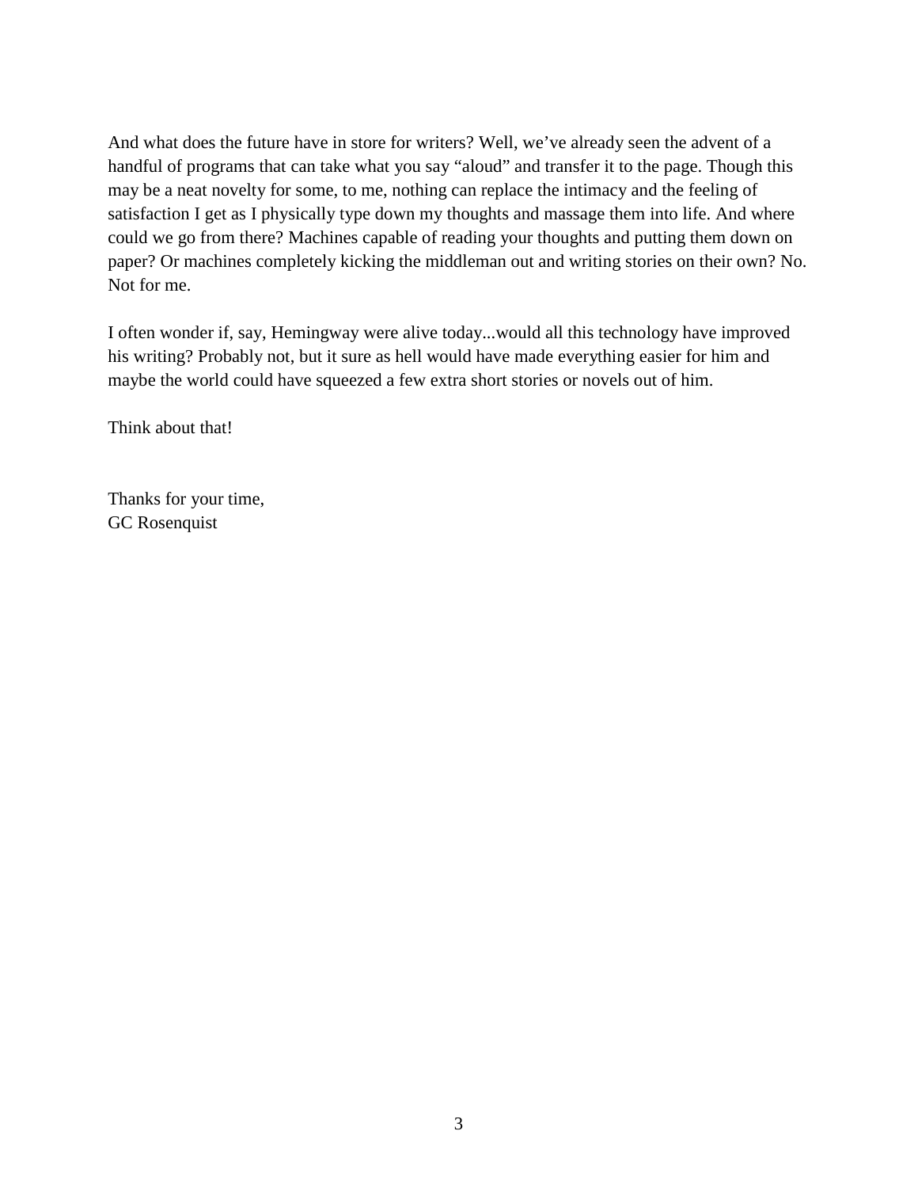And what does the future have in store for writers? Well, we've already seen the advent of a handful of programs that can take what you say "aloud" and transfer it to the page. Though this may be a neat novelty for some, to me, nothing can replace the intimacy and the feeling of satisfaction I get as I physically type down my thoughts and massage them into life. And where could we go from there? Machines capable of reading your thoughts and putting them down on paper? Or machines completely kicking the middleman out and writing stories on their own? No. Not for me.

I often wonder if, say, Hemingway were alive today...would all this technology have improved his writing? Probably not, but it sure as hell would have made everything easier for him and maybe the world could have squeezed a few extra short stories or novels out of him.

Think about that!

Thanks for your time,
GC Rosenquist